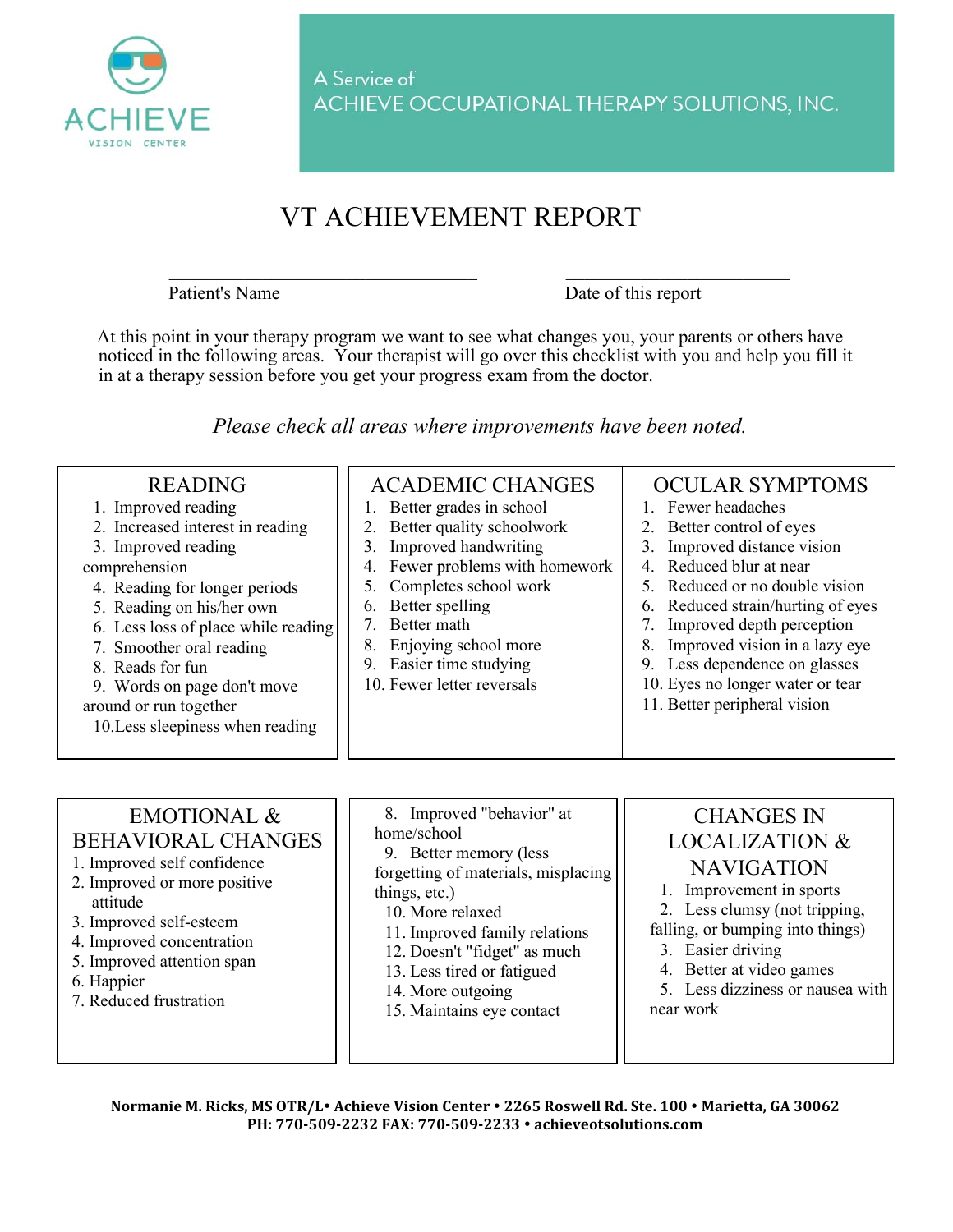ACHIEVE
VISION CENTER

A Service of
ACHIEVE OCCUPATIONAL THERAPY SOLUTIONS, INC.

# VT ACHIEVEMENT REPORT

Patient's Name ______________________ Date of this report ______________________

At this point in your therapy program we want to see what changes you, your parents or others have noticed in the following areas. Your therapist will go over this checklist with you and help you fill it in at a therapy session before you get your progress exam from the doctor.

*Please check all areas where improvements have been noted.*

## READING

1. Improved reading
2. Increased interest in reading
3. Improved reading comprehension
4. Reading for longer periods
5. Reading on his/her own
6. Less loss of place while reading
7. Smoother oral reading
8. Reads for fun
9. Words on page don't move around or run together
10. Less sleepiness when reading

## ACADEMIC CHANGES

1. Better grades in school
2. Better quality schoolwork
3. Improved handwriting
4. Fewer problems with homework
5. Completes school work
6. Better spelling
7. Better math
8. Enjoying school more
9. Easier time studying
10. Fewer letter reversals

## OCULAR SYMPTOMS

1. Fewer headaches
2. Better control of eyes
3. Improved distance vision
4. Reduced blur at near
5. Reduced or no double vision
6. Reduced strain/hurting of eyes
7. Improved depth perception
8. Improved vision in a lazy eye
9. Less dependence on glasses
10. Eyes no longer water or tear
11. Better peripheral vision

## EMOTIONAL & BEHAVIORAL CHANGES

1. Improved self confidence
2. Improved or more positive attitude
3. Improved self-esteem
4. Improved concentration
5. Improved attention span
6. Happier
7. Reduced frustration
8. Improved "behavior" at home/school
9. Better memory (less forgetting of materials, misplacing things, etc.)
10. More relaxed
11. Improved family relations
12. Doesn't "fidget" as much
13. Less tired or fatigued
14. More outgoing
15. Maintains eye contact

## CHANGES IN LOCALIZATION & NAVIGATION

1. Improvement in sports
2. Less clumsy (not tripping, falling, or bumping into things)
3. Easier driving
4. Better at video games
5. Less dizziness or nausea with near work

**Normanie M. Ricks, MS OTR/L• Achieve Vision Center • 2265 Roswell Rd. Ste. 100 • Marietta, GA 30062**
**PH: 770-509-2232 FAX: 770-509-2233 • achieveotsolutions.com**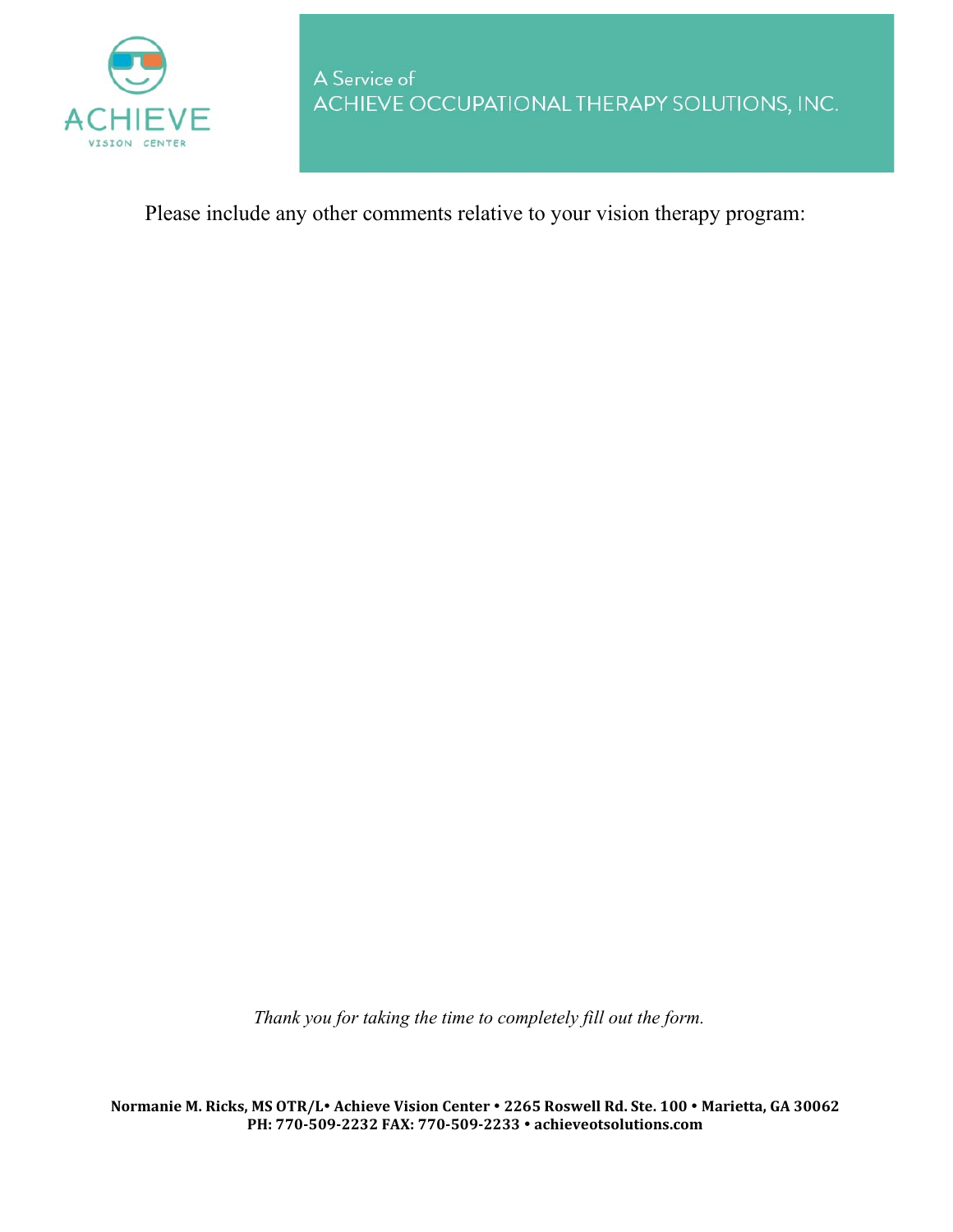Please include any other comments relative to your vision therapy program:

*Thank you for taking the time to completely fill out the form.*